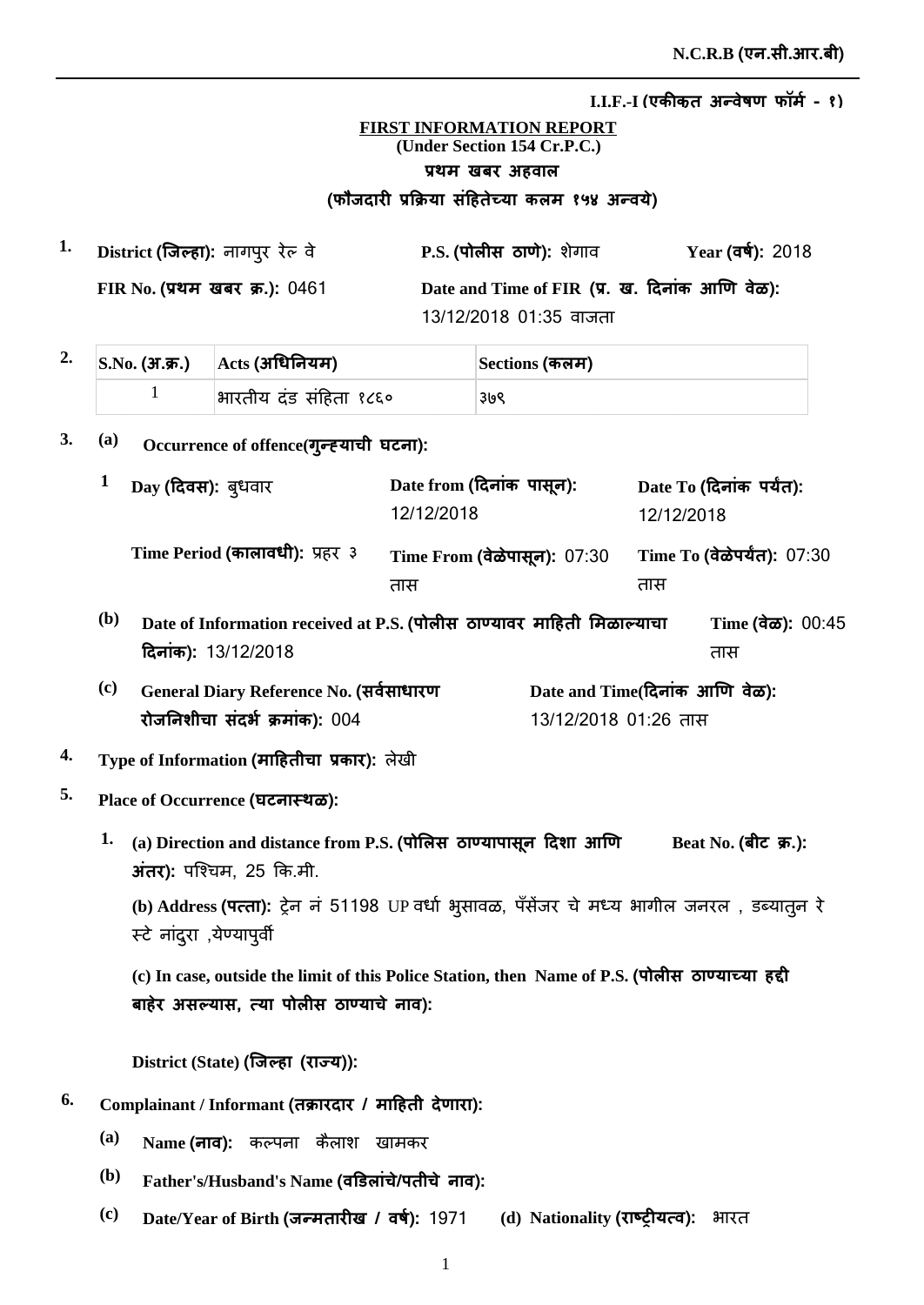N.C.R.B (एन.सी.आर.बी)

I.I.F.-I (एकीकृत अन्वेषण फॉर्म - १)

**FIRST INFORMATION REPORT**
**(Under Section 154 Cr.P.C.)**
**प्रथम खबर अहवाल**
**(फौजदारी प्रक्रिया संहितेच्या कलम १५४ अन्वये)**

**1.** **District (जिल्हा):** नागपुर रेल वे **P.S. (पोलीस ठाणे):** शेगाव **Year (वर्ष):** 2018

**FIR No. (प्रथम खबर क्र.):** 0461 **Date and Time of FIR (प्र. ख. दिनांक आणि वेळ):** 13/12/2018 01:35 वाजता

**2.**

| S.No. (अ.क्र.) | Acts (अधिनियम) | Sections (कलम) |
|---|---|---|
| 1 | भारतीय दंड संहिता १८६० | ३७९ |

**3. (a) Occurrence of offence(गुन्ह्याची घटना):**

**1** **Day (दिवस):** बुधवार **Date from (दिनांक पासून):** 12/12/2018 **Date To (दिनांक पर्यंत):** 12/12/2018

**Time Period (कालावधी):** प्रहर ३ **Time From (वेळेपासून):** 07:30 तास **Time To (वेळेपर्यंत):** 07:30 तास

**(b)** **Date of Information received at P.S. (पोलीस ठाण्यावर माहिती मिळाल्याचा दिनांक):** 13/12/2018 **Time (वेळ):** 00:45 तास

**(c)** **General Diary Reference No. (सर्वसाधारण रोजनिशीचा संदर्भ क्रमांक):** 004 **Date and Time(दिनांक आणि वेळ):** 13/12/2018 01:26 तास

**4.** **Type of Information (माहितीचा प्रकार):** लेखी

**5.** **Place of Occurrence (घटनास्थळ):**

**1.** **(a) Direction and distance from P.S. (पोलिस ठाण्यापासून दिशा आणि अंतर):** पश्चिम, 25 कि.मी. **Beat No. (बीट क्र.):**

**(b) Address (पत्ता):** ट्रेन नं 51198 UP वर्धा भुसावळ, पॅसेंजर चे मध्य भागील जनरल , डब्यातुन रे स्टे नांदुरा ,येण्यापुर्वी

**(c) In case, outside the limit of this Police Station, then Name of P.S. (पोलीस ठाण्याच्या हद्दी बाहेर असल्यास, त्या पोलीस ठाण्याचे नाव):**

**District (State) (जिल्हा (राज्य)):**

**6.** **Complainant / Informant (तक्रारदार / माहिती देणारा):**

**(a)** **Name (नाव):** कल्पना कैलाश खामकर

**(b)** **Father's/Husband's Name (वडिलांचे/पतीचे नाव):**

**(c)** **Date/Year of Birth (जन्मतारीख / वर्ष):** 1971 **(d) Nationality (राष्ट्रीयत्व):** भारत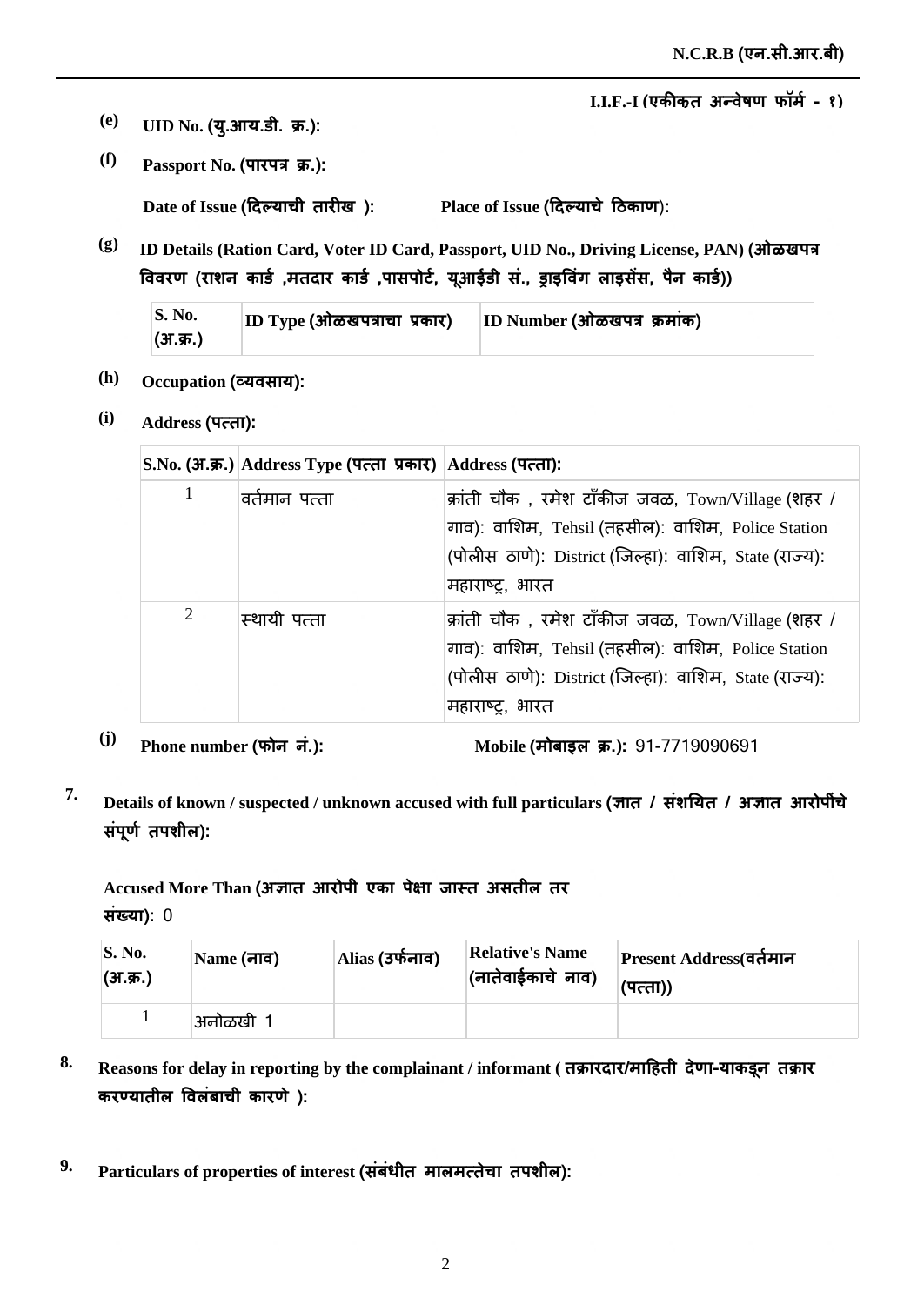(e) **UID No. (यु.आय.डी. क्र.):**

(f) **Passport No. (पारपत्र क्र.):**

**Date of Issue (दिल्याची तारीख ):** **Place of Issue (दिल्याचे ठिकाण):**

(g) **ID Details (Ration Card, Voter ID Card, Passport, UID No., Driving License, PAN) (ओळखपत्र विवरण (राशन कार्ड ,मतदार कार्ड ,पासपोर्ट, यूआईडी सं., ड्राइविंग लाइसेंस, पैन कार्ड))**

| S. No. (अ.क्र.) | ID Type (ओळखपत्राचा प्रकार) | ID Number (ओळखपत्र क्रमांक) |
|---|---|---|

(h) **Occupation (व्यवसाय):**

(i) **Address (पत्ता):**

| S.No. (अ.क्र.) | Address Type (पत्ता प्रकार) | Address (पत्ता): |
|---|---|---|
| 1 | वर्तमान पत्ता | क्रांती चौक , रमेश टॉकीज जवळ, Town/Village (शहर / गाव): वाशिम, Tehsil (तहसील): वाशिम, Police Station (पोलीस ठाणे): District (जिल्हा): वाशिम, State (राज्य): महाराष्ट्र, भारत |
| 2 | स्थायी पत्ता | क्रांती चौक , रमेश टॉकीज जवळ, Town/Village (शहर / गाव): वाशिम, Tehsil (तहसील): वाशिम, Police Station (पोलीस ठाणे): District (जिल्हा): वाशिम, State (राज्य): महाराष्ट्र, भारत |

(j) **Phone number (फोन नं.):** **Mobile (मोबाइल क्र.):** 91-7719090691

7. **Details of known / suspected / unknown accused with full particulars (ज्ञात / संशयित / अज्ञात आरोपींचे संपूर्ण तपशील):**

**Accused More Than (अज्ञात आरोपी एका पेक्षा जास्त असतील तर संख्या):** 0

| S. No. (अ.क्र.) | Name (नाव) | Alias (उर्फनाव) | Relative's Name (नातेवाईकाचे नाव) | Present Address(वर्तमान (पत्ता)) |
|---|---|---|---|---|
| 1 | अनोळखी 1 | | | |

8. **Reasons for delay in reporting by the complainant / informant ( तक्रारदार/माहिती देणा-याकडून तक्रार करण्यातील विलंबाची कारणे ):**

9. **Particulars of properties of interest (संबंधीत मालमत्तेचा तपशील):**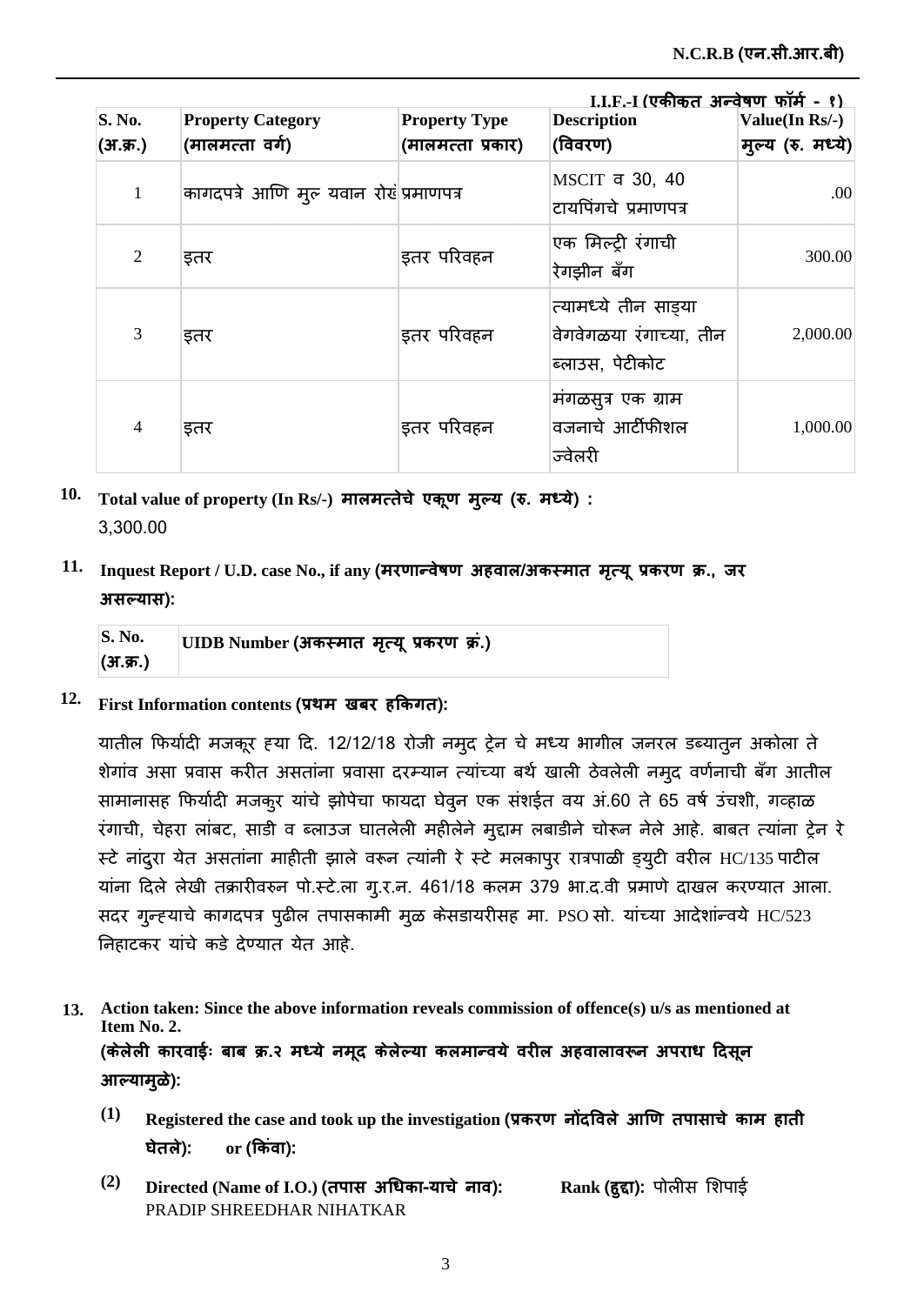I.I.F.-I (एकीकृत अन्वेषण फॉर्म - १)

| S. No. (अ.क्र.) | Property Category (मालमत्ता वर्ग) | Property Type (मालमत्ता प्रकार) | Description (विवरण) | Value(In Rs/-) मुल्य (रु. मध्ये) |
|---|---|---|---|---|
| 1 | कागदपत्रे आणि मुल्‍ यवान रोखं | प्रमाणपत्र | MSCIT व 30, 40 टायपिंगचे प्रमाणपत्र | .00 |
| 2 | इतर | इतर परिवहन | एक मिल्ट्री रंगाची रेगझीन बॅग | 300.00 |
| 3 | इतर | इतर परिवहन | त्यामध्ये तीन साड्या वेगवेगळया रंगाच्या, तीन ब्लाउस, पेटीकोट | 2,000.00 |
| 4 | इतर | इतर परिवहन | मंगळसुत्र एक ग्राम वजनाचे आर्टीफीशल ज्वेलरी | 1,000.00 |

**10. Total value of property (In Rs/-) मालमत्तेचे एकूण मुल्य (रु. मध्ये) :**
3,300.00

**11. Inquest Report / U.D. case No., if any (मरणान्वेषण अहवाल/अकस्मात मृत्यू प्रकरण क्र., जर असल्यास):**

| S. No. (अ.क्र.) | UIDB Number (अकस्मात मृत्यू प्रकरण क्रं.) |
|---|---|

**12. First Information contents (प्रथम खबर हकिगत):**

यातील फिर्यादी मजकूर ह्या दि. 12/12/18 रोजी नमुद ट्रेन चे मध्य भागील जनरल डब्यातुन अकोला ते शेगांव असा प्रवास करीत असतांना प्रवासा दरम्यान त्यांच्या बर्थ खाली ठेवलेली नमुद वर्णनाची बॅग आतील सामानासह फिर्यादी मजकुर यांचे झोपेचा फायदा घेवुन एक संशईत वय अं.60 ते 65 वर्ष उंचशी, गव्हाळ रंगाची, चेहरा लांबट, साडी व ब्लाउज घातलेली महीलेने मुद्दाम लबाडीने चोरून नेले आहे. बाबत त्यांना ट्रेन रे स्टे नांदुरा येत असतांना माहीती झाले वरून त्यांनी रे स्टे मलकापुर रात्रपाळी ड्युटी वरील HC/135 पाटील यांना दिले लेखी तक्रारीवरुन पो.स्टे.ला गु.र.न. 461/18 कलम 379 भा.द.वी प्रमाणे दाखल करण्यात आला. सदर गुन्ह्याचे कागदपत्र पुढील तपासकामी मुळ केसडायरीसह मा. PSO सो. यांच्या आदेशांन्वये HC/523 निहाटकर यांचे कडे देण्यात येत आहे.

**13. Action taken: Since the above information reveals commission of offence(s) u/s as mentioned at Item No. 2.**
**(केलेली कारवाईः बाब क्र.२ मध्ये नमूद केलेल्या कलमान्वये वरील अहवालावरून अपराध दिसून आल्यामुळे):**

**(1) Registered the case and took up the investigation (प्रकरण नोंदविले आणि तपासाचे काम हाती घेतले): or (किंवा):**

**(2) Directed (Name of I.O.) (तपास अधिका-याचे नाव):** PRADIP SHREEDHAR NIHATKAR **Rank (हुद्दा):** पोलीस शिपाई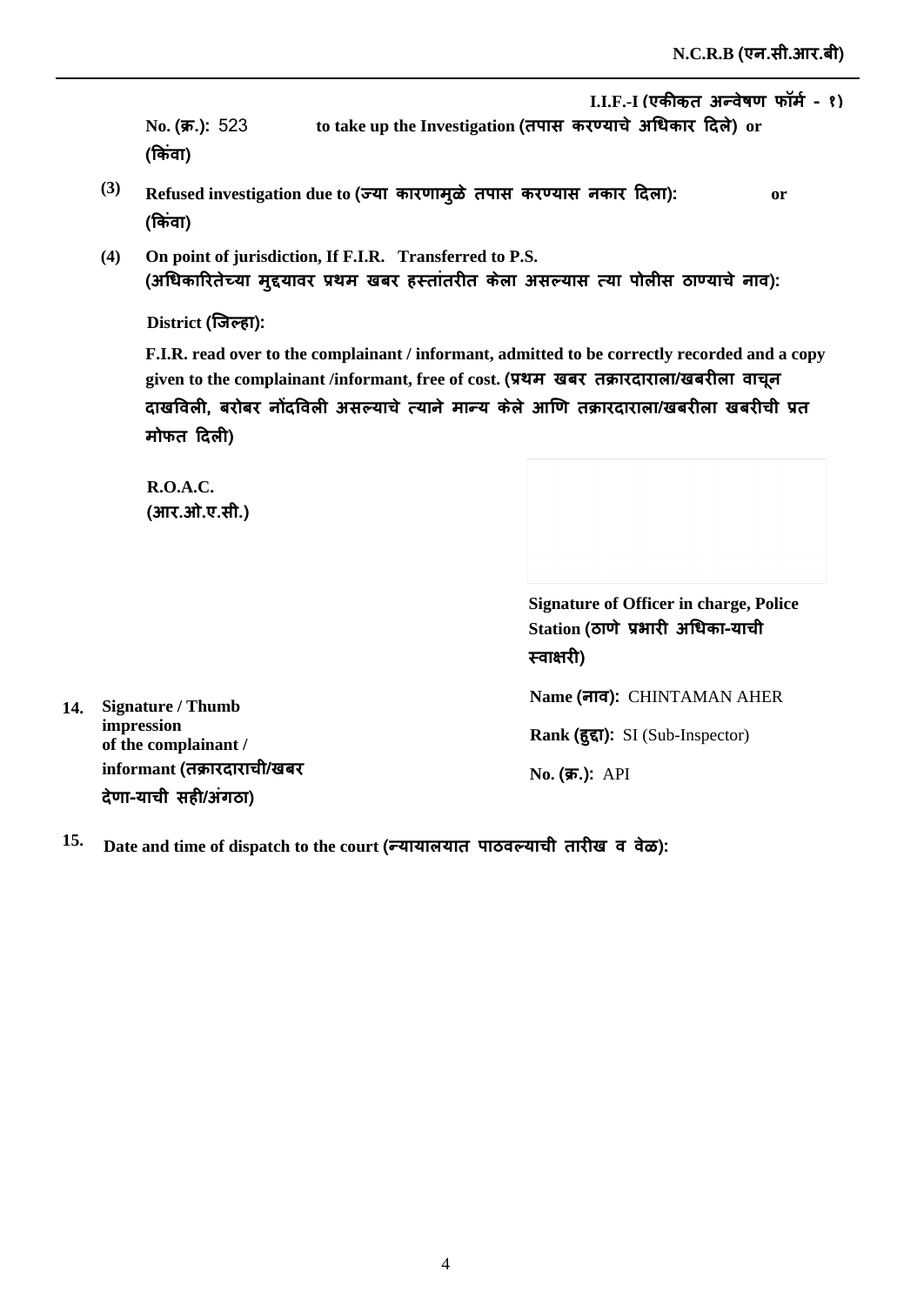**I.I.F.-I (एकीकत अन्वेषण फॉर्म - १)**

**No. (क्र.):** 523 **to take up the Investigation (तपास करण्याचे अधिकार दिले) or (किंवा)**

**(3)** **Refused investigation due to (ज्या कारणामुळे तपास करण्यास नकार दिला):** **or (किंवा)**

**(4)** **On point of jurisdiction, If F.I.R. Transferred to P.S. (अधिकारितेच्या मुद्द्यावर प्रथम खबर हस्तांतरीत केला असल्यास त्या पोलीस ठाण्याचे नाव):**

**District (जिल्हा):**

**F.I.R. read over to the complainant / informant, admitted to be correctly recorded and a copy given to the complainant /informant, free of cost. (प्रथम खबर तक्रारदाराला/खबरीला वाचून दाखविली, बरोबर नोंदविली असल्याचे त्याने मान्य केले आणि तक्रारदाराला/खबरीला खबरीची प्रत मोफत दिली)**

**R.O.A.C.**
**(आर.ओ.ए.सी.)**

**Signature of Officer in charge, Police Station (ठाणे प्रभारी अधिका-याची स्वाक्षरी)**

**Name (नाव):** CHINTAMAN AHER

**Rank (हुद्दा):** SI (Sub-Inspector)

**No. (क्र.):** API

**14.** **Signature / Thumb impression of the complainant / informant (तक्रारदाराची/खबर देणा-याची सही/अंगठा)**

**15.** **Date and time of dispatch to the court (न्यायालयात पाठवल्याची तारीख व वेळ):**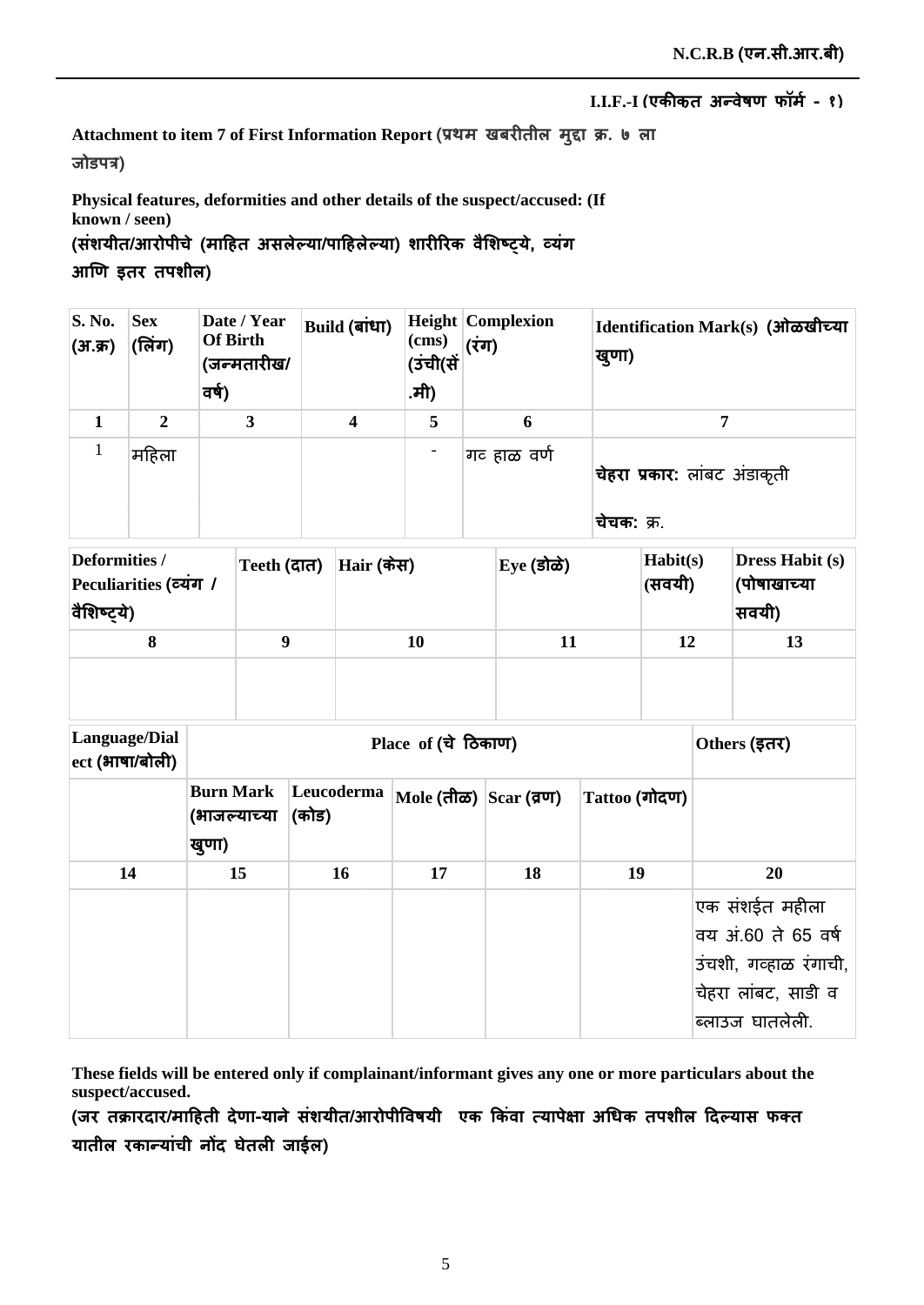N.C.R.B (एन.सी.आर.बी)

I.I.F.-I (एकीकृत अन्वेषण फॉर्म - १)

**Attachment to item 7 of First Information Report (प्रथम खबरीतील मुद्दा क्र. ७ ला जोडपत्र)**

**Physical features, deformities and other details of the suspect/accused: (If known / seen)**
**(संशयीत/आरोपीचे (माहित असलेल्या/पाहिलेल्या) शारीरिक वैशिष्ट्ये, व्यंग आणि इतर तपशील)**

| S. No. (अ.क्र) | Sex (लिंग) | Date / Year Of Birth (जन्मतारीख/ वर्ष) | Build (बांधा) | Height (cms) (उंची(सें .मी) | Complexion (रंग) | Identification Mark(s) (ओळखीच्या खुणा) |
|---|---|---|---|---|---|---|
| 1 | 2 | 3 | 4 | 5 | 6 | 7 |
| 1 | महिला | | | - | गव्हाळ वर्ण | **चेहरा प्रकार:** लांबट अंडाकृती<br>**चेचक:** क्र. |

| Deformities / Peculiarities (व्यंग / वैशिष्ट्ये) | Teeth (दात) | Hair (केस) | Eye (डोळे) | Habit(s) (सवयी) | Dress Habit (s) (पोषाखाच्या सवयी) |
|---|---|---|---|---|---|
| 8 | 9 | 10 | 11 | 12 | 13 |
| | | | | | |

| Language/Dialect (भाषा/बोली) | Place of (चे ठिकाण) | | | | | Others (इतर) |
|---|---|---|---|---|---|---|
| | Burn Mark (भाजल्याच्या खुणा) | Leucoderma (कोड) | Mole (तीळ) | Scar (व्रण) | Tattoo (गोदण) | |
| 14 | 15 | 16 | 17 | 18 | 19 | 20 |
| | | | | | | एक संशईत महीला वय अं.60 ते 65 वर्ष उंचशी, गव्हाळ रंगाची, चेहरा लांबट, साडी व ब्लाउज घातलेली. |

**These fields will be entered only if complainant/informant gives any one or more particulars about the suspect/accused.**
**(जर तक्रारदार/माहिती देणा-याने संशयीत/आरोपीविषयी एक किंवा त्यापेक्षा अधिक तपशील दिल्यास फक्त यातील रकान्यांची नोंद घेतली जाईल)**